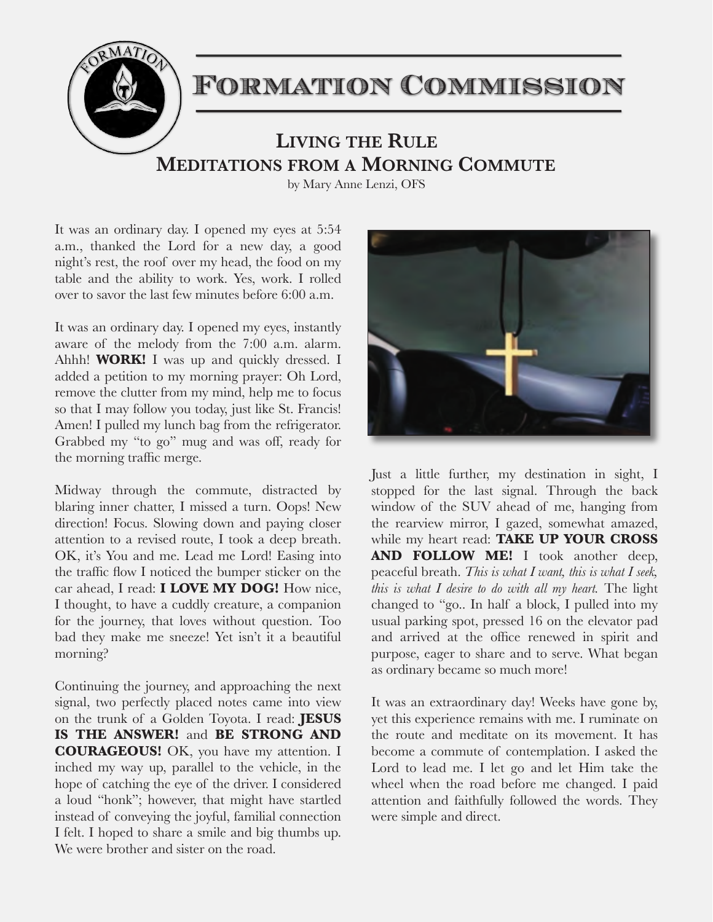# Formation Commission

## Living the Rule
## Meditations from a Morning Commute

by Mary Anne Lenzi, OFS

It was an ordinary day. I opened my eyes at 5:54 a.m., thanked the Lord for a new day, a good night's rest, the roof over my head, the food on my table and the ability to work. Yes, work. I rolled over to savor the last few minutes before 6:00 a.m.

It was an ordinary day. I opened my eyes, instantly aware of the melody from the 7:00 a.m. alarm. Ahhh! **WORK!** I was up and quickly dressed. I added a petition to my morning prayer: Oh Lord, remove the clutter from my mind, help me to focus so that I may follow you today, just like St. Francis! Amen! I pulled my lunch bag from the refrigerator. Grabbed my "to go" mug and was off, ready for the morning traffic merge.

Midway through the commute, distracted by blaring inner chatter, I missed a turn. Oops! New direction! Focus. Slowing down and paying closer attention to a revised route, I took a deep breath. OK, it's You and me. Lead me Lord! Easing into the traffic flow I noticed the bumper sticker on the car ahead, I read: **I LOVE MY DOG!** How nice, I thought, to have a cuddly creature, a companion for the journey, that loves without question. Too bad they make me sneeze! Yet isn't it a beautiful morning?

Continuing the journey, and approaching the next signal, two perfectly placed notes came into view on the trunk of a Golden Toyota. I read: **JESUS IS THE ANSWER!** and **BE STRONG AND COURAGEOUS!** OK, you have my attention. I inched my way up, parallel to the vehicle, in the hope of catching the eye of the driver. I considered a loud "honk"; however, that might have startled instead of conveying the joyful, familial connection I felt. I hoped to share a smile and big thumbs up. We were brother and sister on the road.

Just a little further, my destination in sight, I stopped for the last signal. Through the back window of the SUV ahead of me, hanging from the rearview mirror, I gazed, somewhat amazed, while my heart read: **TAKE UP YOUR CROSS AND FOLLOW ME!** I took another deep, peaceful breath. *This is what I want, this is what I seek, this is what I desire to do with all my heart.* The light changed to "go.. In half a block, I pulled into my usual parking spot, pressed 16 on the elevator pad and arrived at the office renewed in spirit and purpose, eager to share and to serve. What began as ordinary became so much more!

It was an extraordinary day! Weeks have gone by, yet this experience remains with me. I ruminate on the route and meditate on its movement. It has become a commute of contemplation. I asked the Lord to lead me. I let go and let Him take the wheel when the road before me changed. I paid attention and faithfully followed the words. They were simple and direct.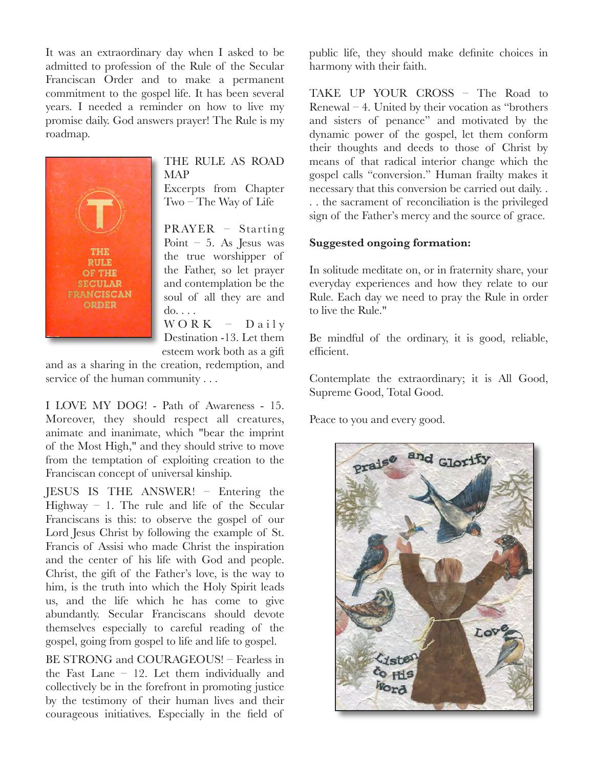It was an extraordinary day when I asked to be admitted to profession of the Rule of the Secular Franciscan Order and to make a permanent commitment to the gospel life. It has been several years. I needed a reminder on how to live my promise daily. God answers prayer! The Rule is my roadmap.

THE RULE AS ROAD MAP
Excerpts from Chapter Two – The Way of Life

PRAYER – Starting Point – 5. As Jesus was the true worshipper of the Father, so let prayer and contemplation be the soul of all they are and do. . . .

WORK – Daily Destination -13. Let them esteem work both as a gift and as a sharing in the creation, redemption, and service of the human community . . .

I LOVE MY DOG! - Path of Awareness - 15. Moreover, they should respect all creatures, animate and inanimate, which "bear the imprint of the Most High," and they should strive to move from the temptation of exploiting creation to the Franciscan concept of universal kinship.

JESUS IS THE ANSWER! – Entering the Highway – 1. The rule and life of the Secular Franciscans is this: to observe the gospel of our Lord Jesus Christ by following the example of St. Francis of Assisi who made Christ the inspiration and the center of his life with God and people. Christ, the gift of the Father's love, is the way to him, is the truth into which the Holy Spirit leads us, and the life which he has come to give abundantly. Secular Franciscans should devote themselves especially to careful reading of the gospel, going from gospel to life and life to gospel.

BE STRONG and COURAGEOUS! – Fearless in the Fast Lane – 12. Let them individually and collectively be in the forefront in promoting justice by the testimony of their human lives and their courageous initiatives. Especially in the field of public life, they should make definite choices in harmony with their faith.

TAKE UP YOUR CROSS – The Road to Renewal – 4. United by their vocation as "brothers and sisters of penance" and motivated by the dynamic power of the gospel, let them conform their thoughts and deeds to those of Christ by means of that radical interior change which the gospel calls "conversion." Human frailty makes it necessary that this conversion be carried out daily. . . . the sacrament of reconciliation is the privileged sign of the Father's mercy and the source of grace.

**Suggested ongoing formation:**

In solitude meditate on, or in fraternity share, your everyday experiences and how they relate to our Rule. Each day we need to pray the Rule in order to live the Rule."

Be mindful of the ordinary, it is good, reliable, efficient.

Contemplate the extraordinary; it is All Good, Supreme Good, Total Good.

Peace to you and every good.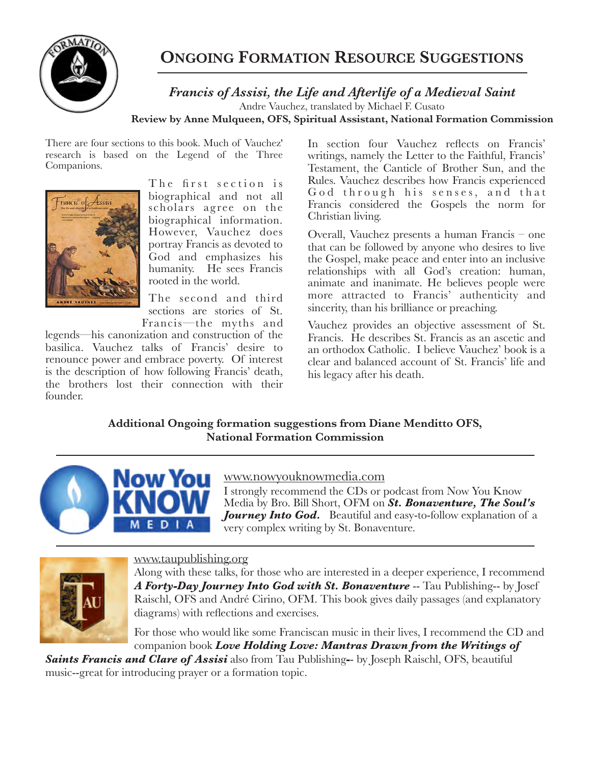# Ongoing Formation Resource Suggestions

## *Francis of Assisi, the Life and Afterlife of a Medieval Saint*

Andre Vauchez, translated by Michael F. Cusato

**Review by Anne Mulqueen, OFS, Spiritual Assistant, National Formation Commission**

There are four sections to this book. Much of Vauchez' research is based on the Legend of the Three Companions.

The first section is biographical and not all scholars agree on the biographical information. However, Vauchez does portray Francis as devoted to God and emphasizes his humanity. He sees Francis rooted in the world.

The second and third sections are stories of St. Francis—the myths and legends—his canonization and construction of the basilica. Vauchez talks of Francis' desire to renounce power and embrace poverty. Of interest is the description of how following Francis' death, the brothers lost their connection with their founder.

In section four Vauchez reflects on Francis' writings, namely the Letter to the Faithful, Francis' Testament, the Canticle of Brother Sun, and the Rules. Vauchez describes how Francis experienced God through his senses, and that Francis considered the Gospels the norm for Christian living.

Overall, Vauchez presents a human Francis – one that can be followed by anyone who desires to live the Gospel, make peace and enter into an inclusive relationships with all God's creation: human, animate and inanimate. He believes people were more attracted to Francis' authenticity and sincerity, than his brilliance or preaching.

Vauchez provides an objective assessment of St. Francis. He describes St. Francis as an ascetic and an orthodox Catholic. I believe Vauchez' book is a clear and balanced account of St. Francis' life and his legacy after his death.

**Additional Ongoing formation suggestions from Diane Menditto OFS, National Formation Commission**

---

www.nowyouknowmedia.com

I strongly recommend the CDs or podcast from Now You Know Media by Bro. Bill Short, OFM on ***St. Bonaventure, The Soul's Journey Into God.*** Beautiful and easy-to-follow explanation of a very complex writing by St. Bonaventure.

---

www.taupublishing.org

Along with these talks, for those who are interested in a deeper experience, I recommend ***A Forty-Day Journey Into God with St. Bonaventure*** -- Tau Publishing-- by Josef Raischl, OFS and André Cirino, OFM. This book gives daily passages (and explanatory diagrams) with reflections and exercises.

For those who would like some Franciscan music in their lives, I recommend the CD and companion book ***Love Holding Love: Mantras Drawn from the Writings of Saints Francis and Clare of Assisi*** also from Tau Publishing-- by Joseph Raischl, OFS, beautiful music--great for introducing prayer or a formation topic.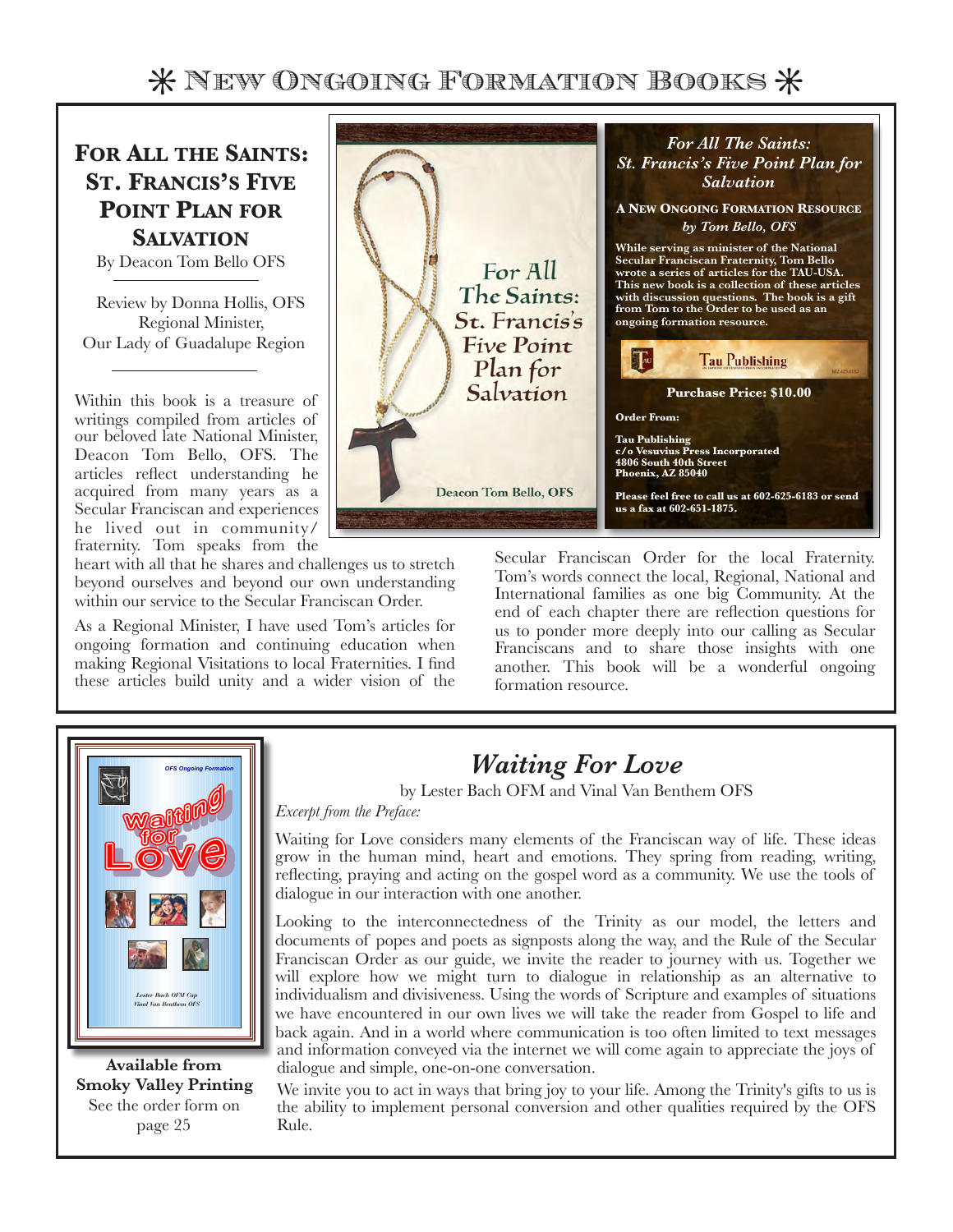# ✳ New Ongoing Formation Books ✳

## For All the Saints: St. Francis's Five Point Plan for Salvation

By Deacon Tom Bello OFS

Review by Donna Hollis, OFS
Regional Minister,
Our Lady of Guadalupe Region

Within this book is a treasure of writings compiled from articles of our beloved late National Minister, Deacon Tom Bello, OFS. The articles reflect understanding he acquired from many years as a Secular Franciscan and experiences he lived out in community/fraternity. Tom speaks from the heart with all that he shares and challenges us to stretch beyond ourselves and beyond our own understanding within our service to the Secular Franciscan Order.

As a Regional Minister, I have used Tom's articles for ongoing formation and continuing education when making Regional Visitations to local Fraternities. I find these articles build unity and a wider vision of the Secular Franciscan Order for the local Fraternity. Tom's words connect the local, Regional, National and International families as one big Community. At the end of each chapter there are reflection questions for us to ponder more deeply into our calling as Secular Franciscans and to share those insights with one another. This book will be a wonderful ongoing formation resource.

For All The Saints: St. Francis's Five Point Plan for Salvation

Deacon Tom Bello, OFS

*For All The Saints: St. Francis's Five Point Plan for Salvation*

**A New Ongoing Formation Resource**
*by Tom Bello, OFS*

**While serving as minister of the National Secular Franciscan Fraternity, Tom Bello wrote a series of articles for the TAU-USA. This new book is a collection of these articles with discussion questions. The book is a gift from Tom to the Order to be used as an ongoing formation resource.**

Tau Publishing

**Purchase Price: $10.00**

**Order From:**

**Tau Publishing**
**c/o Vesuvius Press Incorporated**
**4806 South 40th Street**
**Phoenix, AZ 85040**

**Please feel free to call us at 602-625-6183 or send us a fax at 602-651-1875.**

---

OFS Ongoing Formation

Waiting for Love

Lester Bach OFM Cap
Vinal Van Benthem OFS

**Available from Smoky Valley Printing**
See the order form on page 25

## *Waiting For Love*

by Lester Bach OFM and Vinal Van Benthem OFS

*Excerpt from the Preface:*

Waiting for Love considers many elements of the Franciscan way of life. These ideas grow in the human mind, heart and emotions. They spring from reading, writing, reflecting, praying and acting on the gospel word as a community. We use the tools of dialogue in our interaction with one another.

Looking to the interconnectedness of the Trinity as our model, the letters and documents of popes and poets as signposts along the way, and the Rule of the Secular Franciscan Order as our guide, we invite the reader to journey with us. Together we will explore how we might turn to dialogue in relationship as an alternative to individualism and divisiveness. Using the words of Scripture and examples of situations we have encountered in our own lives we will take the reader from Gospel to life and back again. And in a world where communication is too often limited to text messages and information conveyed via the internet we will come again to appreciate the joys of dialogue and simple, one-on-one conversation.

We invite you to act in ways that bring joy to your life. Among the Trinity's gifts to us is the ability to implement personal conversion and other qualities required by the OFS Rule.